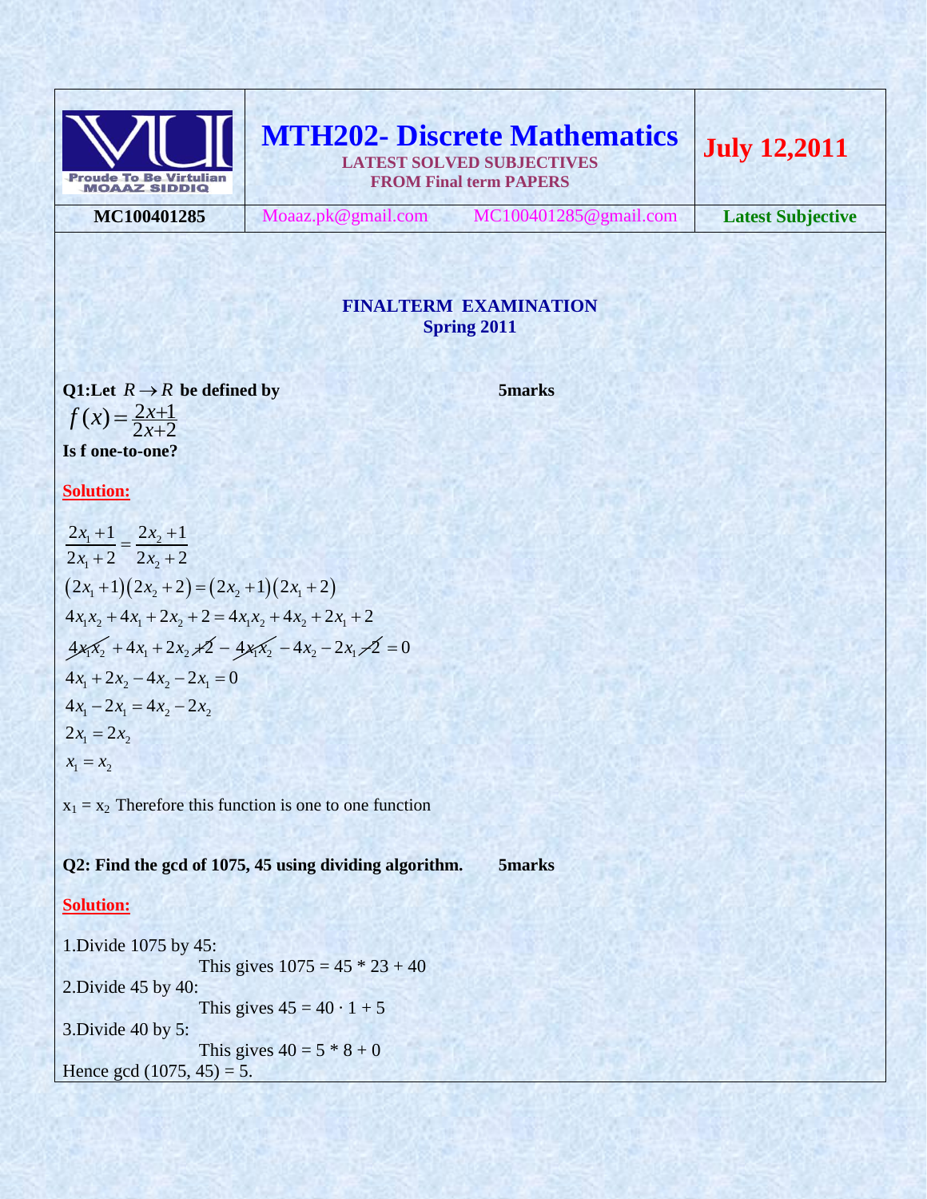| Proude To Be Virtulian MOAAZ SIDDIQ | **MTH202- Discrete Mathematics** LATEST SOLVED SUBJECTIVES FROM Final term PAPERS | | **July 12,2011** |
|---|---|---|---|
| **MC100401285** | Moaaz.pk@gmail.com | MC100401285@gmail.com | **Latest Subjective** |

## FINALTERM EXAMINATION
## Spring 2011

**Q1:Let $R \to R$ be defined by** **5marks**

$f(x) = \frac{2x+1}{2x+2}$

**Is f one-to-one?**

**Solution:**

$$\frac{2x_1+1}{2x_1+2} = \frac{2x_2+1}{2x_2+2}$$

$$(2x_1+1)(2x_2+2) = (2x_2+1)(2x_1+2)$$

$$4x_1x_2 + 4x_1 + 2x_2 + 2 = 4x_1x_2 + 4x_2 + 2x_1 + 2$$

$$4x_1x_2 + 4x_1 + 2x_2 + 2 - 4x_1x_2 - 4x_2 - 2x_1 - 2 = 0$$

$$4x_1 + 2x_2 - 4x_2 - 2x_1 = 0$$

$$4x_1 - 2x_1 = 4x_2 - 2x_2$$

$$2x_1 = 2x_2$$

$$x_1 = x_2$$

$x_1 = x_2$ Therefore this function is one to one function

**Q2: Find the gcd of 1075, 45 using dividing algorithm.** **5marks**

**Solution:**

1.Divide 1075 by 45:

This gives 1075 = 45 * 23 + 40

2.Divide 45 by 40:

This gives 45 = 40 · 1 + 5

3.Divide 40 by 5:

This gives 40 = 5 * 8 + 0

Hence gcd (1075, 45) = 5.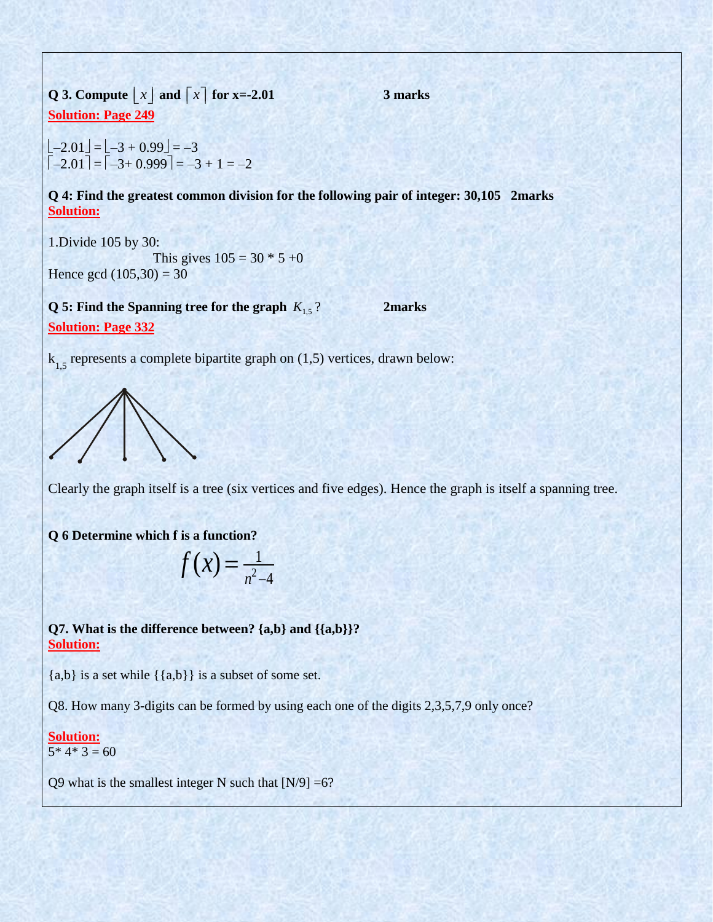**Q 3. Compute $\lfloor x \rfloor$ and $\lceil x \rceil$ for x=-2.01** **3 marks**

**Solution: Page 249**

$\lfloor -2.01 \rfloor = \lfloor -3 + 0.99 \rfloor = -3$

$\lceil -2.01 \rceil = \lceil -3+ 0.999 \rceil = -3 + 1 = -2$

**Q 4: Find the greatest common division for the following pair of integer: 30,105 2marks**

**Solution:**

1.Divide 105 by 30:

This gives 105 = 30 * 5 +0

Hence gcd (105,30) = 30

**Q 5: Find the Spanning tree for the graph $K_{1,5}$ ?** **2marks**

**Solution: Page 332**

$k_{1,5}$ represents a complete bipartite graph on (1,5) vertices, drawn below:

Clearly the graph itself is a tree (six vertices and five edges). Hence the graph is itself a spanning tree.

**Q 6 Determine which f is a function?**

$$f(x) = \frac{1}{n^2 - 4}$$

**Q7. What is the difference between? {a,b} and {{a,b}}?**

**Solution:**

{a,b} is a set while {{a,b}} is a subset of some set.

Q8. How many 3-digits can be formed by using each one of the digits 2,3,5,7,9 only once?

**Solution:**

5* 4* 3 = 60

Q9 what is the smallest integer N such that [N/9] =6?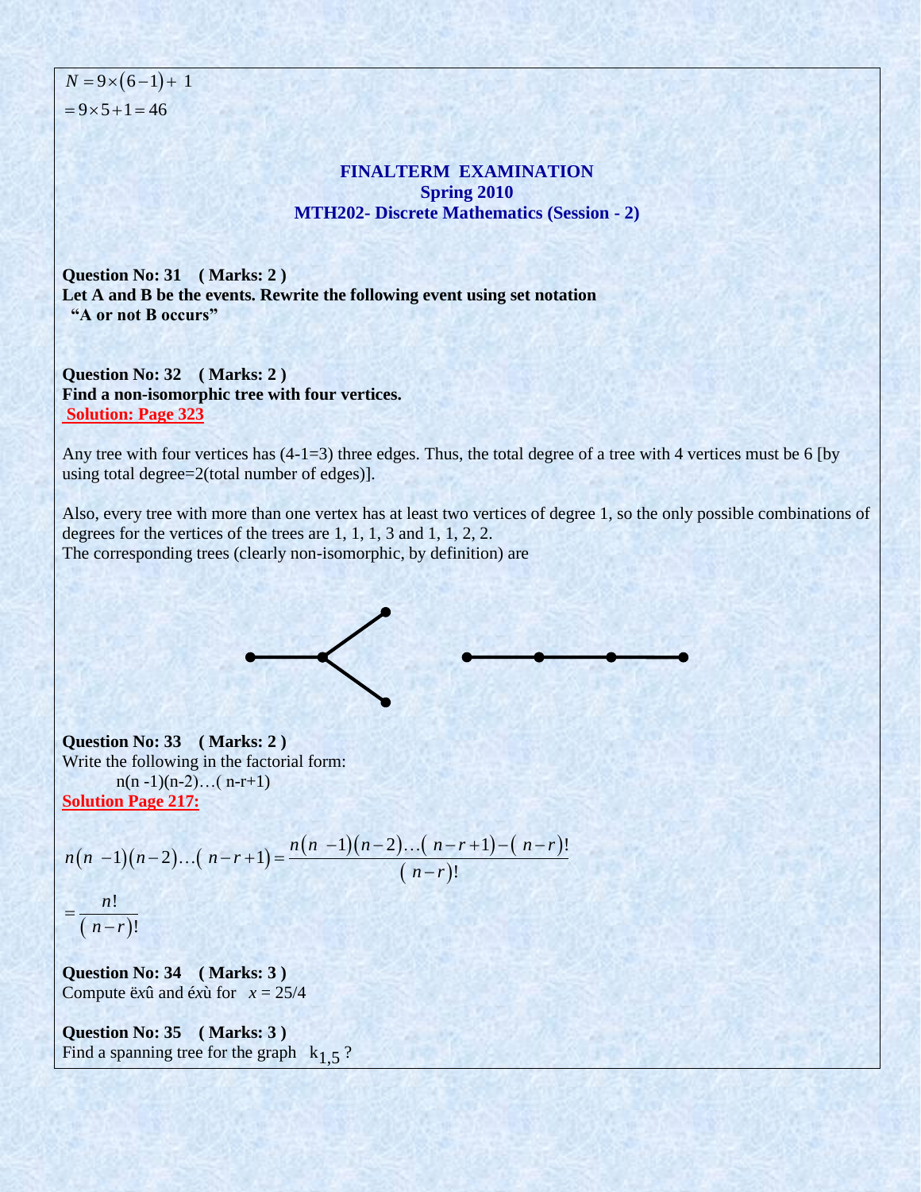$N = 9\times(6-1)+ 1$

$= 9\times 5+1 = 46$

## FINALTERM EXAMINATION
## Spring 2010
## MTH202- Discrete Mathematics (Session - 2)

**Question No: 31 ( Marks: 2 )**
**Let A and B be the events. Rewrite the following event using set notation**
**"A or not B occurs"**

**Question No: 32 ( Marks: 2 )**
**Find a non-isomorphic tree with four vertices.**
**Solution: Page 323**

Any tree with four vertices has (4-1=3) three edges. Thus, the total degree of a tree with 4 vertices must be 6 [by using total degree=2(total number of edges)].

Also, every tree with more than one vertex has at least two vertices of degree 1, so the only possible combinations of degrees for the vertices of the trees are 1, 1, 1, 3 and 1, 1, 2, 2.
The corresponding trees (clearly non-isomorphic, by definition) are

**Question No: 33 ( Marks: 2 )**
Write the following in the factorial form:
n(n -1)(n-2)…( n-r+1)
**Solution Page 217:**

$$n(n-1)(n-2)\ldots(n-r+1) = \frac{n(n-1)(n-2)\ldots(n-r+1)-(n-r)!}{(n-r)!}$$

$$= \frac{n!}{(n-r)!}$$

**Question No: 34 ( Marks: 3 )**
Compute ëxû and éxù for $x = 25/4$

**Question No: 35 ( Marks: 3 )**
Find a spanning tree for the graph $k_{1,5}$ ?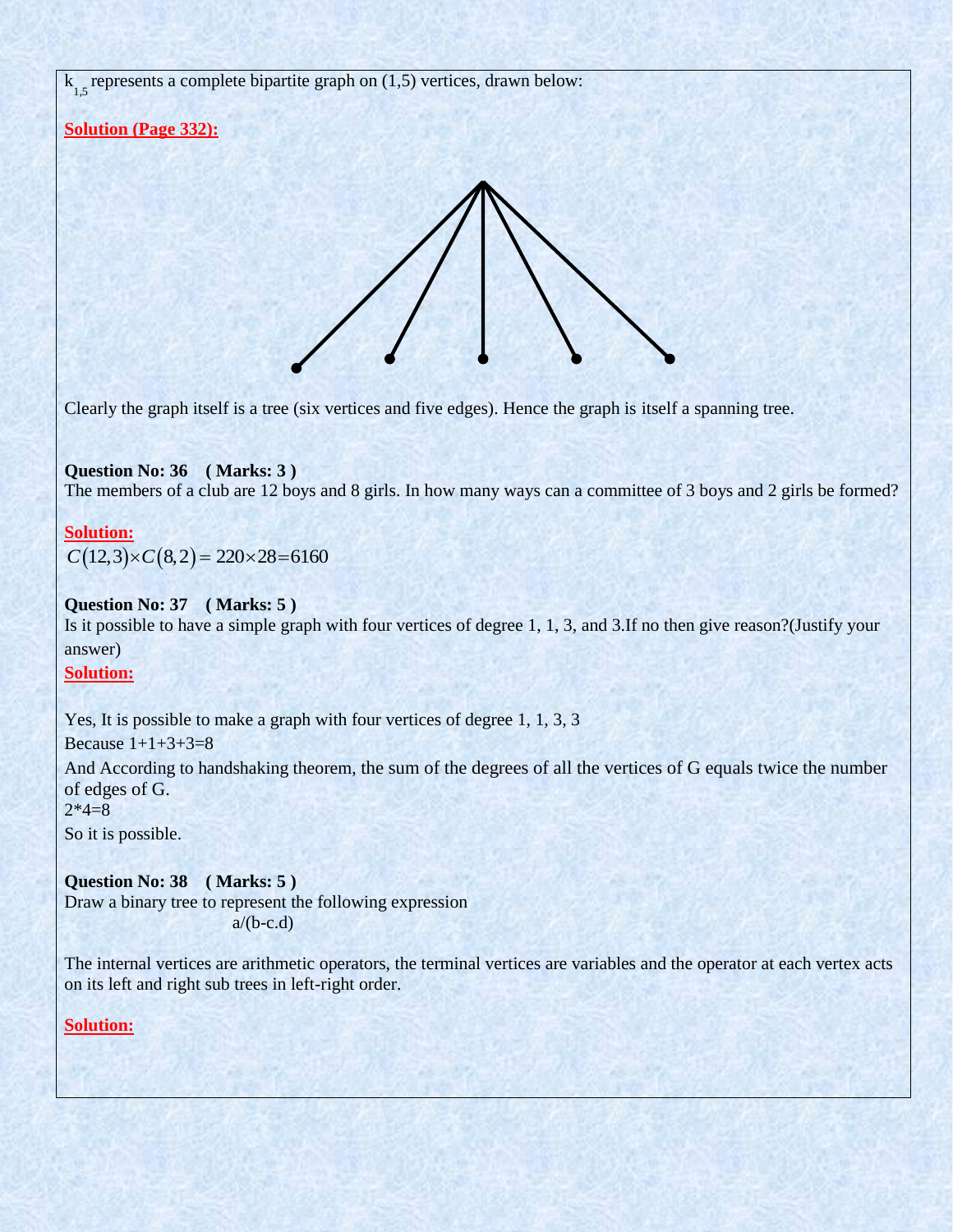$k_{1,5}$ represents a complete bipartite graph on (1,5) vertices, drawn below:

**Solution (Page 332):**

Clearly the graph itself is a tree (six vertices and five edges). Hence the graph is itself a spanning tree.

**Question No: 36 ( Marks: 3 )**

The members of a club are 12 boys and 8 girls. In how many ways can a committee of 3 boys and 2 girls be formed?

**Solution:**

$C(12,3)\times C(8,2) = 220\times 28 = 6160$

**Question No: 37 ( Marks: 5 )**

Is it possible to have a simple graph with four vertices of degree 1, 1, 3, and 3.If no then give reason?(Justify your answer)

**Solution:**

Yes, It is possible to make a graph with four vertices of degree 1, 1, 3, 3

Because 1+1+3+3=8

And According to handshaking theorem, the sum of the degrees of all the vertices of G equals twice the number of edges of G.

2*4=8

So it is possible.

**Question No: 38 ( Marks: 5 )**

Draw a binary tree to represent the following expression

a/(b-c.d)

The internal vertices are arithmetic operators, the terminal vertices are variables and the operator at each vertex acts on its left and right sub trees in left-right order.

**Solution:**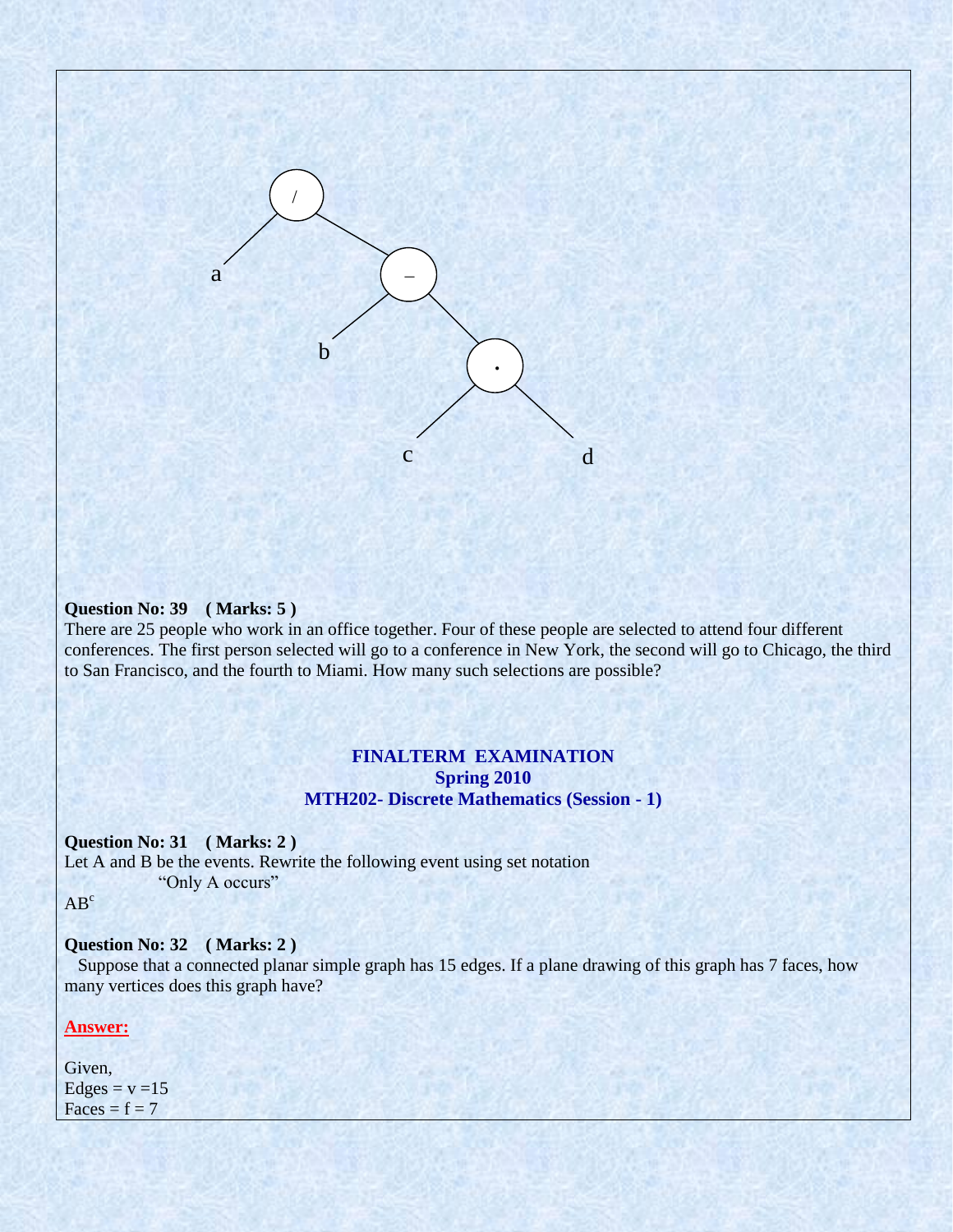```
            /
          /   \
         a     –
              /  \
             b    ·
                 /  \
                c    d
```

**Question No: 39 ( Marks: 5 )**

There are 25 people who work in an office together. Four of these people are selected to attend four different conferences. The first person selected will go to a conference in New York, the second will go to Chicago, the third to San Francisco, and the fourth to Miami. How many such selections are possible?

## FINALTERM EXAMINATION
## Spring 2010
## MTH202- Discrete Mathematics (Session - 1)

**Question No: 31 ( Marks: 2 )**

Let A and B be the events. Rewrite the following event using set notation

"Only A occurs"

$AB^c$

**Question No: 32 ( Marks: 2 )**

Suppose that a connected planar simple graph has 15 edges. If a plane drawing of this graph has 7 faces, how many vertices does this graph have?

**Answer:**

Given,

Edges = v =15

Faces = f = 7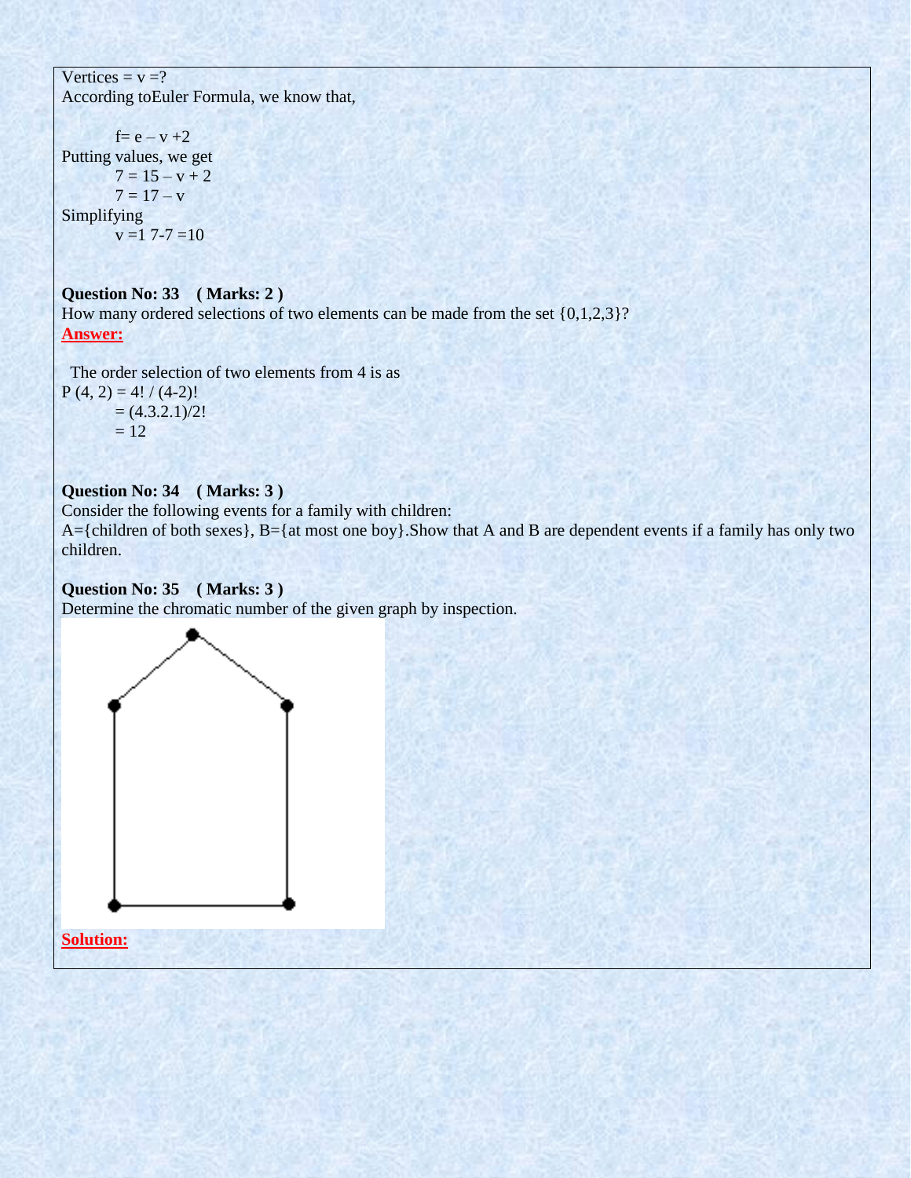Vertices = v =?

According toEuler Formula, we know that,

$$f = e - v + 2$$

Putting values, we get

$$7 = 15 - v + 2$$

$$7 = 17 - v$$

Simplifying

$$v = 17 - 7 = 10$$

**Question No: 33 ( Marks: 2 )**

How many ordered selections of two elements can be made from the set {0,1,2,3}?

**Answer:**

The order selection of two elements from 4 is as

$$P(4, 2) = 4! / (4-2)!$$

$$= (4.3.2.1)/2!$$

$$= 12$$

**Question No: 34 ( Marks: 3 )**

Consider the following events for a family with children:

A={children of both sexes}, B={at most one boy}.Show that A and B are dependent events if a family has only two children.

**Question No: 35 ( Marks: 3 )**

Determine the chromatic number of the given graph by inspection.

**Solution:**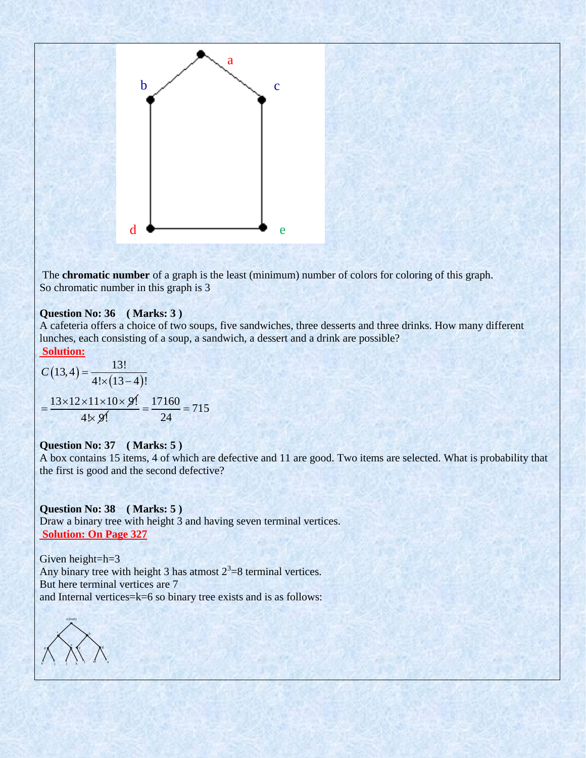The **chromatic number** of a graph is the least (minimum) number of colors for coloring of this graph.
So chromatic number in this graph is 3

**Question No: 36 ( Marks: 3 )**
A cafeteria offers a choice of two soups, five sandwiches, three desserts and three drinks. How many different lunches, each consisting of a soup, a sandwich, a dessert and a drink are possible?
**Solution:**

$$C(13,4) = \frac{13!}{4! \times (13-4)!}$$

$$= \frac{13 \times 12 \times 11 \times 10 \times 9!}{4! \times 9!} = \frac{17160}{24} = 715$$

**Question No: 37 ( Marks: 5 )**
A box contains 15 items, 4 of which are defective and 11 are good. Two items are selected. What is probability that the first is good and the second defective?

**Question No: 38 ( Marks: 5 )**
Draw a binary tree with height 3 and having seven terminal vertices.
**Solution: On Page 327**

Given height=h=3
Any binary tree with height 3 has atmost $2^3$=8 terminal vertices.
But here terminal vertices are 7
and Internal vertices=k=6 so binary tree exists and is as follows: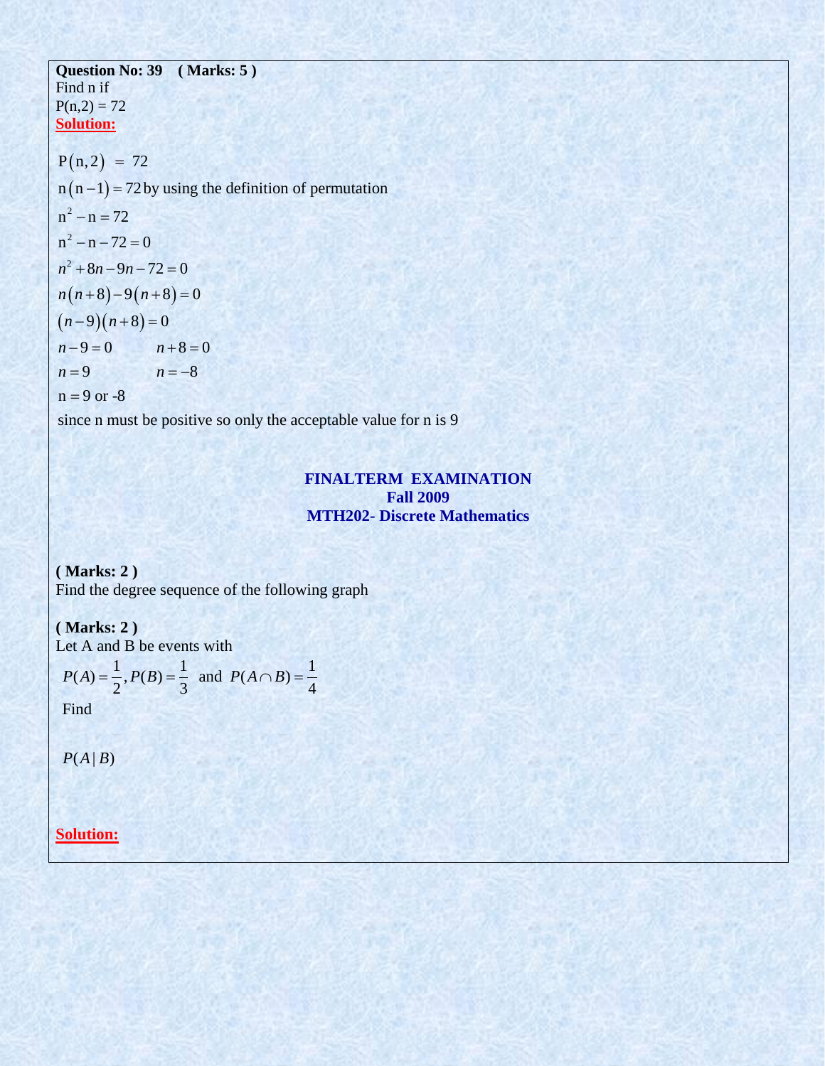**Question No: 39 ( Marks: 5 )**
Find n if
P(n,2) = 72
**Solution:**

$$P(n,2) = 72$$

$n(n-1) = 72$ by using the definition of permutation

$$n^2 - n = 72$$

$$n^2 - n - 72 = 0$$

$$n^2 + 8n - 9n - 72 = 0$$

$$n(n+8) - 9(n+8) = 0$$

$$(n-9)(n+8) = 0$$

$$n - 9 = 0 \qquad n + 8 = 0$$

$$n = 9 \qquad n = -8$$

n = 9 or -8

since n must be positive so only the acceptable value for n is 9

## FINALTERM EXAMINATION
## Fall 2009
## MTH202- Discrete Mathematics

**( Marks: 2 )**
Find the degree sequence of the following graph

**( Marks: 2 )**
Let A and B be events with

$$P(A) = \frac{1}{2}, P(B) = \frac{1}{3} \text{ and } P(A \cap B) = \frac{1}{4}$$

Find

$$P(A \mid B)$$

**Solution:**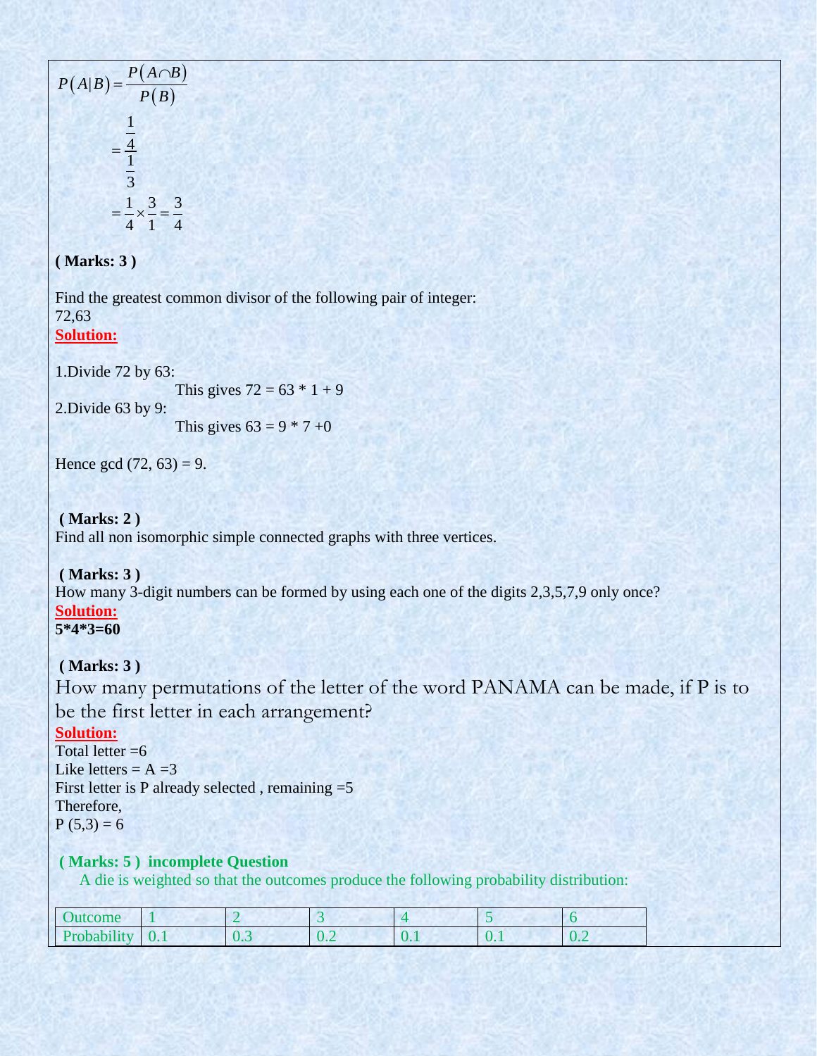$$P(A|B) = \frac{P(A \cap B)}{P(B)}$$

$$= \frac{\frac{1}{4}}{\frac{1}{3}}$$

$$= \frac{1}{4} \times \frac{3}{1} = \frac{3}{4}$$

**( Marks: 3 )**

Find the greatest common divisor of the following pair of integer:
72,63

**Solution:**

1.Divide 72 by 63:

This gives 72 = 63 * 1 + 9

2.Divide 63 by 9:

This gives 63 = 9 * 7 +0

Hence gcd (72, 63) = 9.

**( Marks: 2 )**

Find all non isomorphic simple connected graphs with three vertices.

**( Marks: 3 )**

How many 3-digit numbers can be formed by using each one of the digits 2,3,5,7,9 only once?

**Solution:**

**5*4*3=60**

**( Marks: 3 )**

How many permutations of the letter of the word PANAMA can be made, if P is to be the first letter in each arrangement?

**Solution:**

Total letter =6
Like letters = A =3
First letter is P already selected , remaining =5
Therefore,
P (5,3) = 6

**( Marks: 5 ) incomplete Question**

A die is weighted so that the outcomes produce the following probability distribution:

| Outcome | 1 | 2 | 3 | 4 | 5 | 6 |
|---|---|---|---|---|---|---|
| Probability | 0.1 | 0.3 | 0.2 | 0.1 | 0.1 | 0.2 |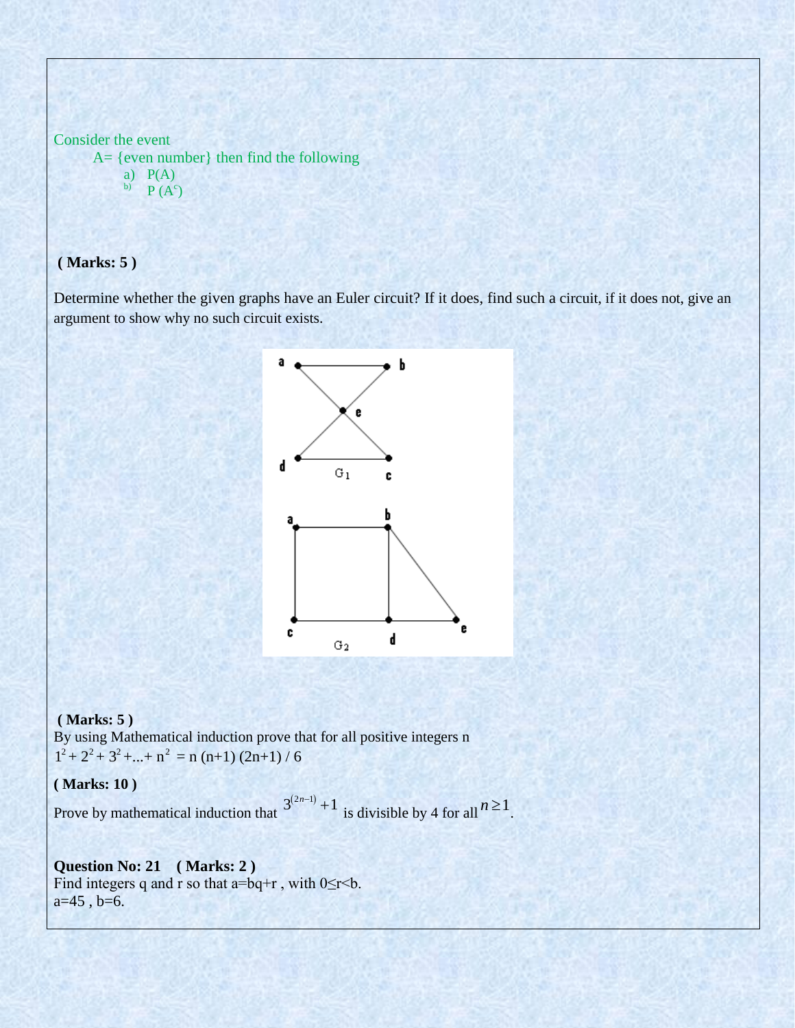Consider the event

A= {even number} then find the following

a) P(A)
b) P ($A^c$)

**( Marks: 5 )**

Determine whether the given graphs have an Euler circuit? If it does, find such a circuit, if it does not, give an argument to show why no such circuit exists.

**( Marks: 5 )**

By using Mathematical induction prove that for all positive integers n

$1^2 + 2^2 + 3^2 + ... + n^2 = n (n+1) (2n+1) / 6$

**( Marks: 10 )**

Prove by mathematical induction that $3^{(2n-1)} + 1$ is divisible by 4 for all $n \geq 1$.

**Question No: 21 ( Marks: 2 )**

Find integers q and r so that a=bq+r , with $0 \leq r < b$.

a=45 , b=6.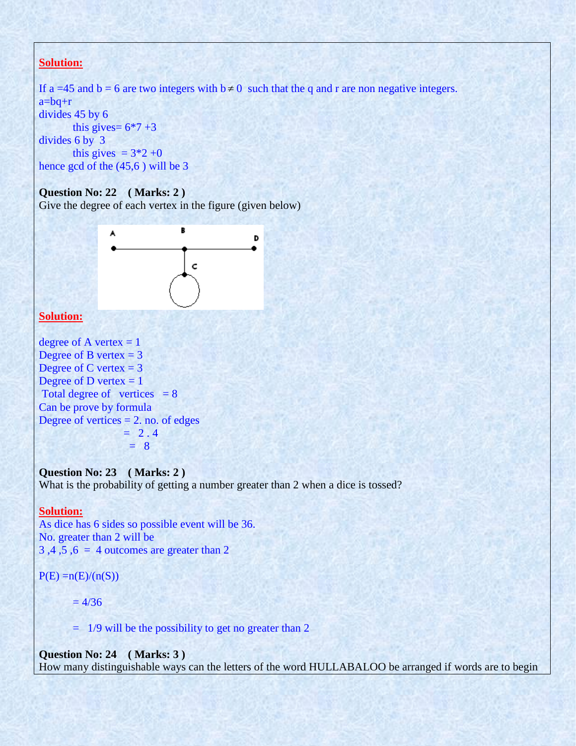**Solution:**

If a =45 and b = 6 are two integers with $b \neq 0$ such that the q and r are non negative integers.
a=bq+r
divides 45 by 6
this gives= 6*7 +3
divides 6 by 3
this gives = 3*2 +0
hence gcd of the (45,6 ) will be 3

**Question No: 22 ( Marks: 2 )**
Give the degree of each vertex in the figure (given below)

**Solution:**

degree of A vertex = 1
Degree of B vertex = 3
Degree of C vertex = 3
Degree of D vertex = 1
Total degree of vertices = 8
Can be prove by formula
Degree of vertices = 2. no. of edges
= 2 . 4
= 8

**Question No: 23 ( Marks: 2 )**
What is the probability of getting a number greater than 2 when a dice is tossed?

**Solution:**
As dice has 6 sides so possible event will be 36.
No. greater than 2 will be
3 ,4 ,5 ,6 = 4 outcomes are greater than 2

P(E) =n(E)/(n(S))

= 4/36

= 1/9 will be the possibility to get no greater than 2

**Question No: 24 ( Marks: 3 )**
How many distinguishable ways can the letters of the word HULLABALOO be arranged if words are to begin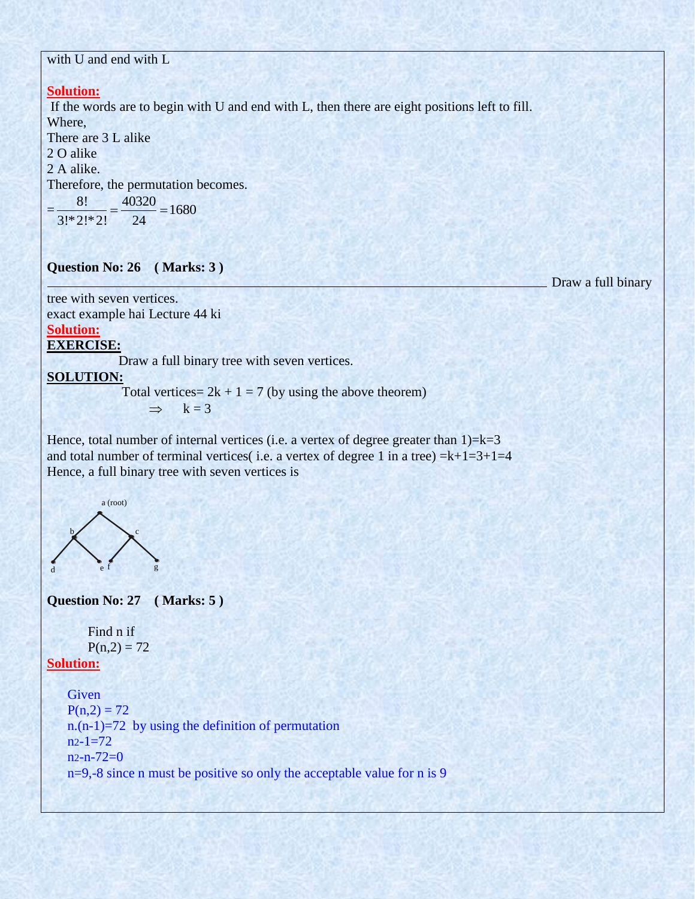with U and end with L

**Solution:**

If the words are to begin with U and end with L, then there are eight positions left to fill.
Where,
There are 3 L alike
2 O alike
2 A alike.
Therefore, the permutation becomes.

$$= \frac{8!}{3! * 2! * 2!} = \frac{40320}{24} = 1680$$

**Question No: 26 ( Marks: 3 )**

Draw a full binary tree with seven vertices.
exact example hai Lecture 44 ki

**Solution:**

**EXERCISE:**

Draw a full binary tree with seven vertices.

**SOLUTION:**

Total vertices= $2k + 1 = 7$ (by using the above theorem)

$$\Rightarrow \quad k = 3$$

Hence, total number of internal vertices (i.e. a vertex of degree greater than 1)=k=3
and total number of terminal vertices( i.e. a vertex of degree 1 in a tree) =k+1=3+1=4
Hence, a full binary tree with seven vertices is

```
        a (root)
       /   \
      b     c
     / \   / \
    d   e f   g
```

**Question No: 27 ( Marks: 5 )**

Find n if
$P(n,2) = 72$

**Solution:**

Given
$P(n,2) = 72$
$n.(n-1)=72$ by using the definition of permutation
$n^2-1=72$
$n^2-n-72=0$
n=9,-8 since n must be positive so only the acceptable value for n is 9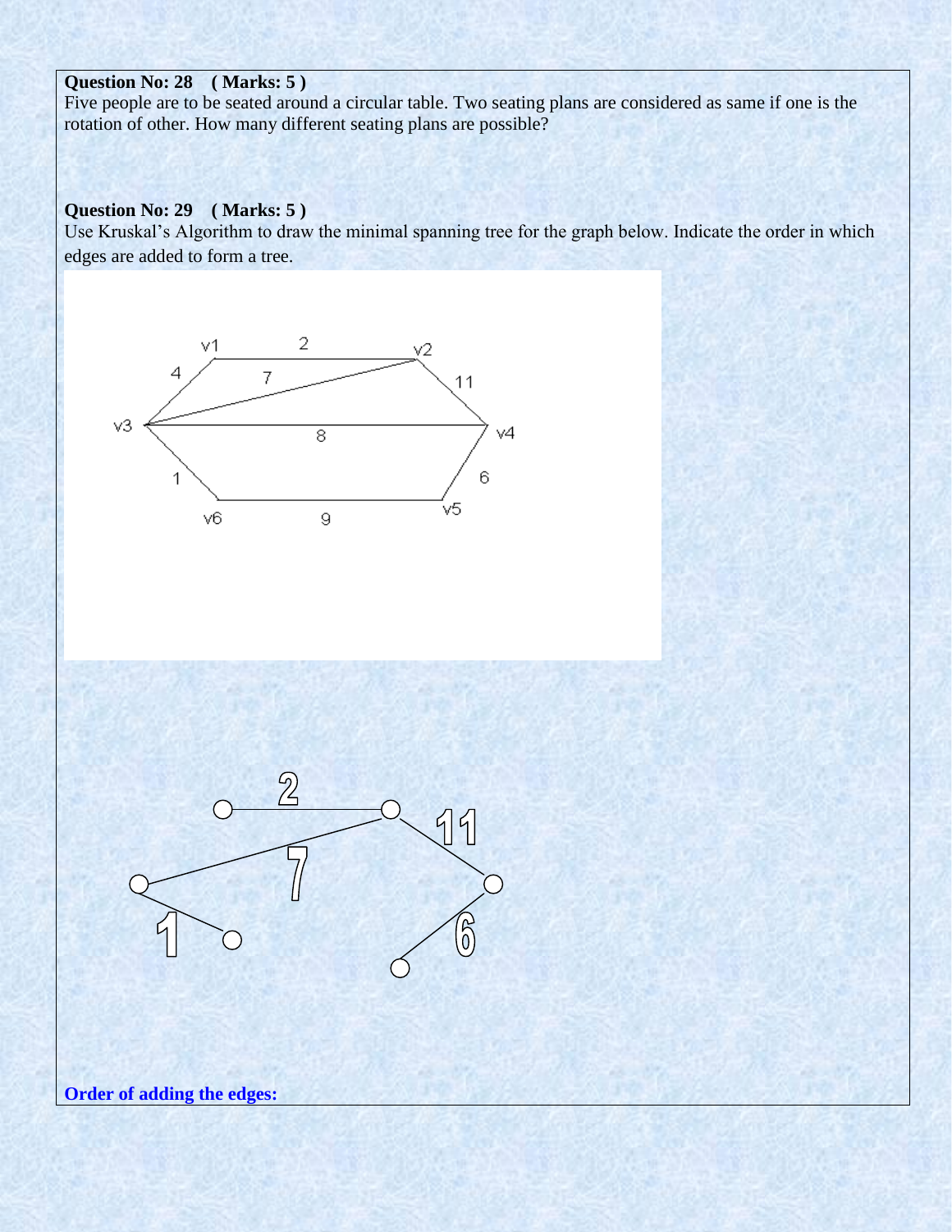**Question No: 28 ( Marks: 5 )**

Five people are to be seated around a circular table. Two seating plans are considered as same if one is the rotation of other. How many different seating plans are possible?

**Question No: 29 ( Marks: 5 )**

Use Kruskal's Algorithm to draw the minimal spanning tree for the graph below. Indicate the order in which edges are added to form a tree.

**Order of adding the edges:**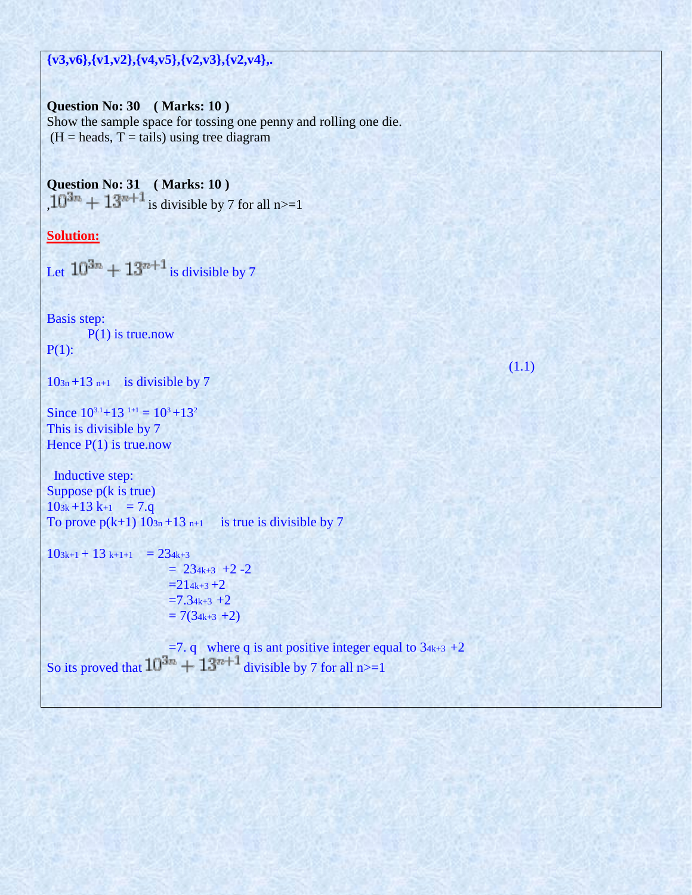**{v3,v6},{v1,v2},{v4,v5},{v2,v3},{v2,v4},.**

**Question No: 30 ( Marks: 10 )**
Show the sample space for tossing one penny and rolling one die.
(H = heads, T = tails) using tree diagram

**Question No: 31 ( Marks: 10 )**
, $10^{3n} + 13^{n+1}$ is divisible by 7 for all n>=1

**Solution:**

Let $10^{3n} + 13^{n+1}$ is divisible by 7

Basis step:
P(1) is true.now
P(1):

(1.1)

$10_{3n} + 13_{n+1}$ is divisible by 7

Since $10^{3.1} + 13^{1+1} = 10^{3} + 13^{2}$
This is divisible by 7
Hence P(1) is true.now

Inductive step:
Suppose p(k is true)
$10_{3k} + 13\ k_{+1} = 7.q$
To prove p(k+1) $10_{3n} + 13_{n+1}$ is true is divisible by 7

$10_{3k+1} + 13_{k+1+1} = 23_{4k+3}$
$= 23_{4k+3} + 2 - 2$
$= 21_{4k+3} + 2$
$= 7.3_{4k+3} + 2$
$= 7(3_{4k+3} + 2)$

$= 7.\ q$ where q is ant positive integer equal to $3_{4k+3} + 2$
So its proved that $10^{3n} + 13^{n+1}$ divisible by 7 for all n>=1